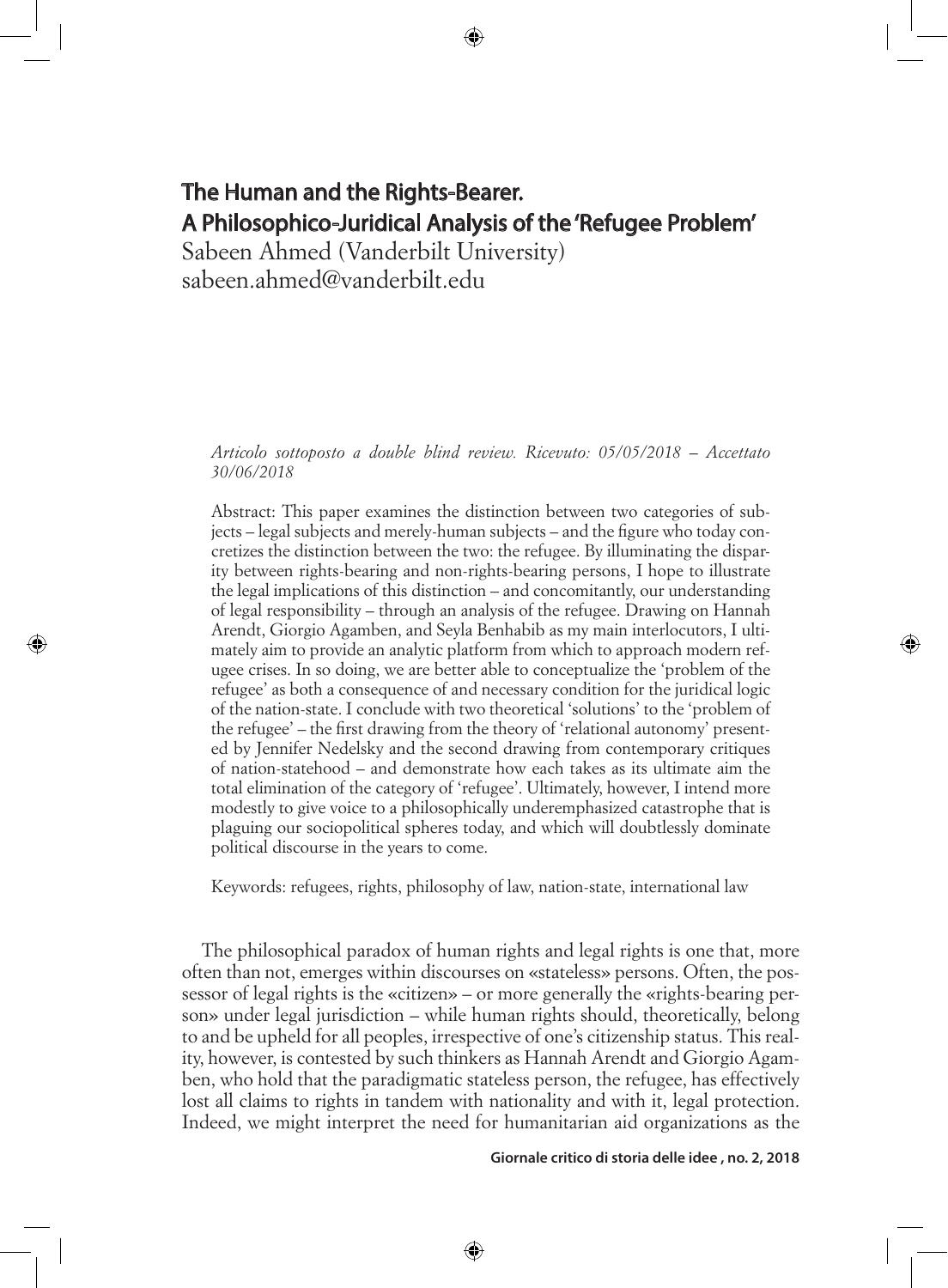# The Human and the Rights-Bearer.
# A Philosophico-Juridical Analysis of the 'Refugee Problem'

Sabeen Ahmed (Vanderbilt University)
sabeen.ahmed@vanderbilt.edu

*Articolo sottoposto a double blind review. Ricevuto: 05/05/2018 – Accettato 30/06/2018*

Abstract: This paper examines the distinction between two categories of subjects – legal subjects and merely-human subjects – and the figure who today concretizes the distinction between the two: the refugee. By illuminating the disparity between rights-bearing and non-rights-bearing persons, I hope to illustrate the legal implications of this distinction – and concomitantly, our understanding of legal responsibility – through an analysis of the refugee. Drawing on Hannah Arendt, Giorgio Agamben, and Seyla Benhabib as my main interlocutors, I ultimately aim to provide an analytic platform from which to approach modern refugee crises. In so doing, we are better able to conceptualize the 'problem of the refugee' as both a consequence of and necessary condition for the juridical logic of the nation-state. I conclude with two theoretical 'solutions' to the 'problem of the refugee' – the first drawing from the theory of 'relational autonomy' presented by Jennifer Nedelsky and the second drawing from contemporary critiques of nation-statehood – and demonstrate how each takes as its ultimate aim the total elimination of the category of 'refugee'. Ultimately, however, I intend more modestly to give voice to a philosophically underemphasized catastrophe that is plaguing our sociopolitical spheres today, and which will doubtlessly dominate political discourse in the years to come.

Keywords: refugees, rights, philosophy of law, nation-state, international law

The philosophical paradox of human rights and legal rights is one that, more often than not, emerges within discourses on «stateless» persons. Often, the possessor of legal rights is the «citizen» – or more generally the «rights-bearing person» under legal jurisdiction – while human rights should, theoretically, belong to and be upheld for all peoples, irrespective of one's citizenship status. This reality, however, is contested by such thinkers as Hannah Arendt and Giorgio Agamben, who hold that the paradigmatic stateless person, the refugee, has effectively lost all claims to rights in tandem with nationality and with it, legal protection. Indeed, we might interpret the need for humanitarian aid organizations as the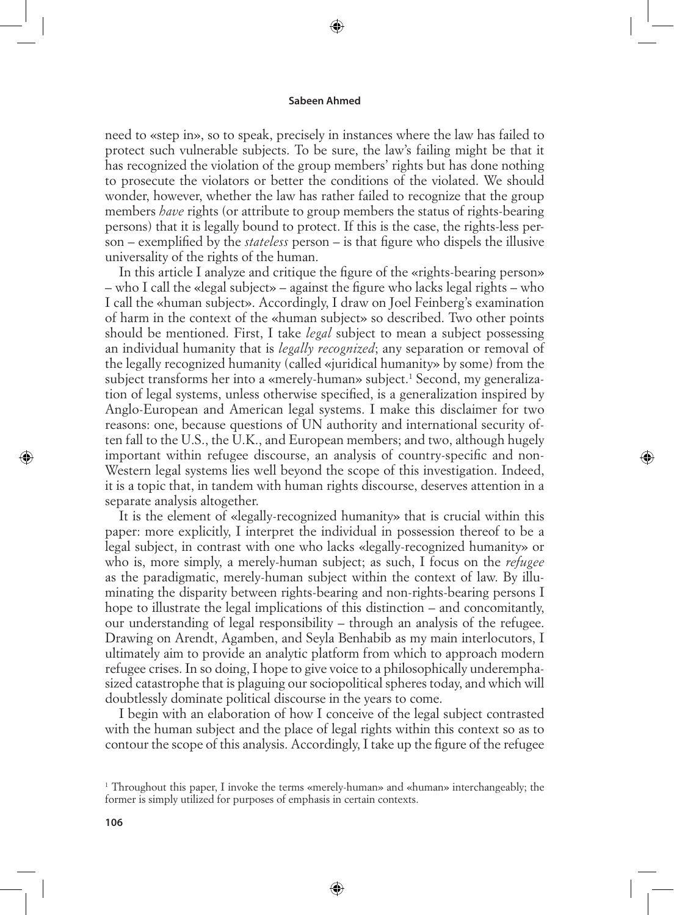need to «step in», so to speak, precisely in instances where the law has failed to protect such vulnerable subjects. To be sure, the law's failing might be that it has recognized the violation of the group members' rights but has done nothing to prosecute the violators or better the conditions of the violated. We should wonder, however, whether the law has rather failed to recognize that the group members *have* rights (or attribute to group members the status of rights-bearing persons) that it is legally bound to protect. If this is the case, the rights-less person – exemplified by the *stateless* person – is that figure who dispels the illusive universality of the rights of the human.

In this article I analyze and critique the figure of the «rights-bearing person» – who I call the «legal subject» – against the figure who lacks legal rights – who I call the «human subject». Accordingly, I draw on Joel Feinberg's examination of harm in the context of the «human subject» so described. Two other points should be mentioned. First, I take *legal* subject to mean a subject possessing an individual humanity that is *legally recognized*; any separation or removal of the legally recognized humanity (called «juridical humanity» by some) from the subject transforms her into a «merely-human» subject.[1] Second, my generalization of legal systems, unless otherwise specified, is a generalization inspired by Anglo-European and American legal systems. I make this disclaimer for two reasons: one, because questions of UN authority and international security often fall to the U.S., the U.K., and European members; and two, although hugely important within refugee discourse, an analysis of country-specific and non-Western legal systems lies well beyond the scope of this investigation. Indeed, it is a topic that, in tandem with human rights discourse, deserves attention in a separate analysis altogether.

It is the element of «legally-recognized humanity» that is crucial within this paper: more explicitly, I interpret the individual in possession thereof to be a legal subject, in contrast with one who lacks «legally-recognized humanity» or who is, more simply, a merely-human subject; as such, I focus on the *refugee* as the paradigmatic, merely-human subject within the context of law. By illuminating the disparity between rights-bearing and non-rights-bearing persons I hope to illustrate the legal implications of this distinction – and concomitantly, our understanding of legal responsibility – through an analysis of the refugee. Drawing on Arendt, Agamben, and Seyla Benhabib as my main interlocutors, I ultimately aim to provide an analytic platform from which to approach modern refugee crises. In so doing, I hope to give voice to a philosophically underemphasized catastrophe that is plaguing our sociopolitical spheres today, and which will doubtlessly dominate political discourse in the years to come.

I begin with an elaboration of how I conceive of the legal subject contrasted with the human subject and the place of legal rights within this context so as to contour the scope of this analysis. Accordingly, I take up the figure of the refugee

[1] Throughout this paper, I invoke the terms «merely-human» and «human» interchangeably; the former is simply utilized for purposes of emphasis in certain contexts.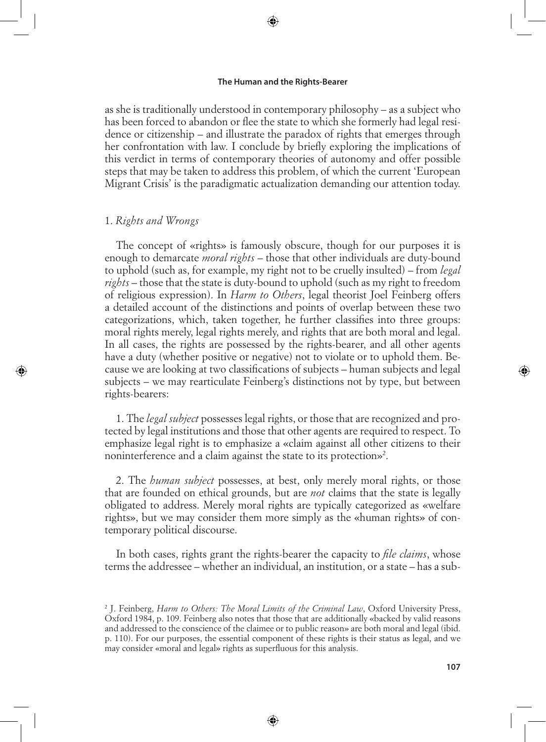as she is traditionally understood in contemporary philosophy – as a subject who has been forced to abandon or flee the state to which she formerly had legal residence or citizenship – and illustrate the paradox of rights that emerges through her confrontation with law. I conclude by briefly exploring the implications of this verdict in terms of contemporary theories of autonomy and offer possible steps that may be taken to address this problem, of which the current 'European Migrant Crisis' is the paradigmatic actualization demanding our attention today.

## 1. *Rights and Wrongs*

The concept of «rights» is famously obscure, though for our purposes it is enough to demarcate *moral rights* – those that other individuals are duty-bound to uphold (such as, for example, my right not to be cruelly insulted) – from *legal rights* – those that the state is duty-bound to uphold (such as my right to freedom of religious expression). In *Harm to Others*, legal theorist Joel Feinberg offers a detailed account of the distinctions and points of overlap between these two categorizations, which, taken together, he further classifies into three groups: moral rights merely, legal rights merely, and rights that are both moral and legal. In all cases, the rights are possessed by the rights-bearer, and all other agents have a duty (whether positive or negative) not to violate or to uphold them. Because we are looking at two classifications of subjects – human subjects and legal subjects – we may rearticulate Feinberg's distinctions not by type, but between rights-bearers:

1. The *legal subject* possesses legal rights, or those that are recognized and protected by legal institutions and those that other agents are required to respect. To emphasize legal right is to emphasize a «claim against all other citizens to their noninterference and a claim against the state to its protection»[2].

2. The *human subject* possesses, at best, only merely moral rights, or those that are founded on ethical grounds, but are *not* claims that the state is legally obligated to address. Merely moral rights are typically categorized as «welfare rights», but we may consider them more simply as the «human rights» of contemporary political discourse.

In both cases, rights grant the rights-bearer the capacity to *file claims*, whose terms the addressee – whether an individual, an institution, or a state – has a sub-

[2] J. Feinberg, *Harm to Others: The Moral Limits of the Criminal Law*, Oxford University Press, Oxford 1984, p. 109. Feinberg also notes that those that are additionally «backed by valid reasons and addressed to the conscience of the claimee or to public reason» are both moral and legal (ibid. p. 110). For our purposes, the essential component of these rights is their status as legal, and we may consider «moral and legal» rights as superfluous for this analysis.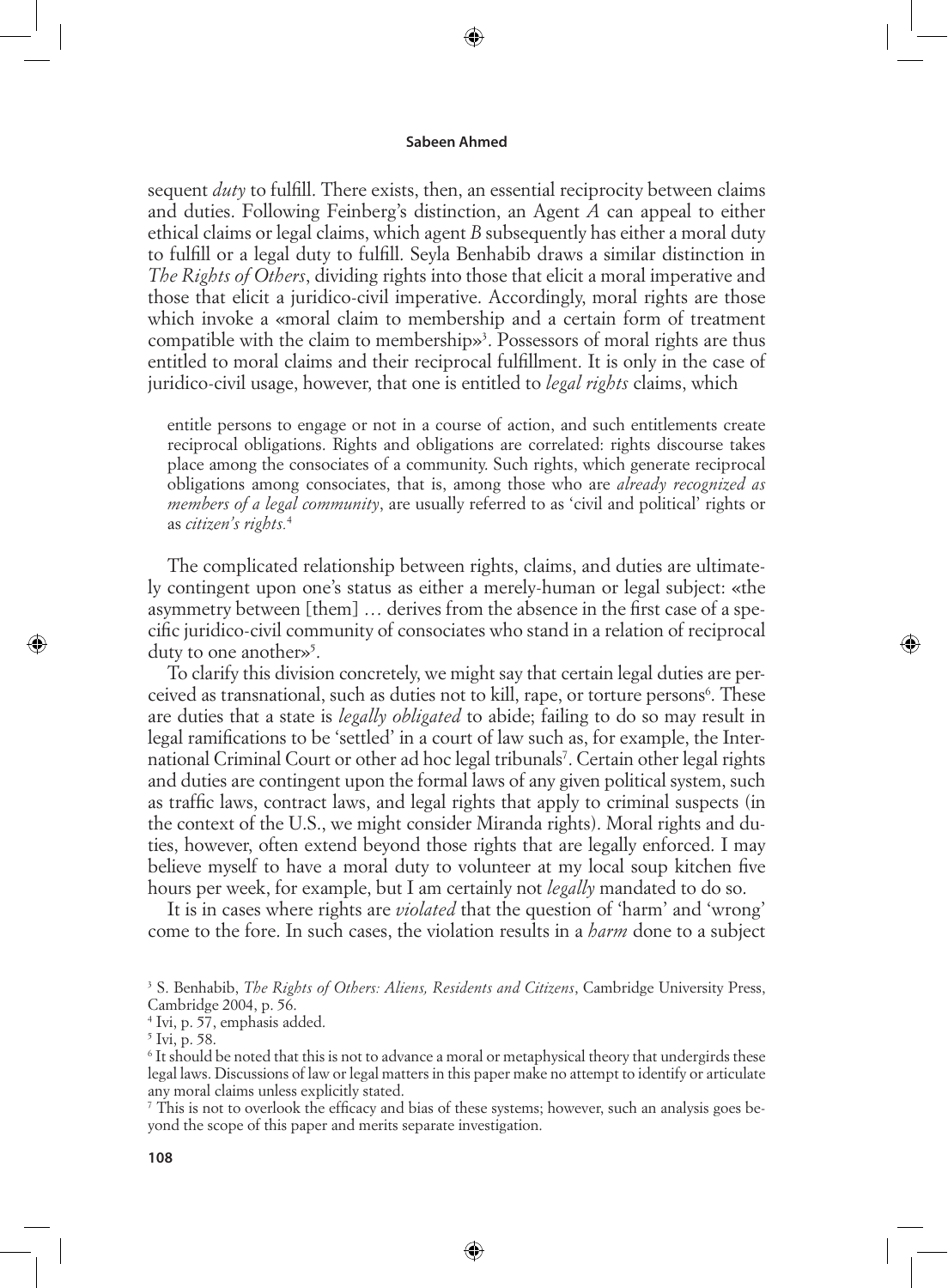sequent *duty* to fulfill. There exists, then, an essential reciprocity between claims and duties. Following Feinberg's distinction, an Agent *A* can appeal to either ethical claims or legal claims, which agent *B* subsequently has either a moral duty to fulfill or a legal duty to fulfill. Seyla Benhabib draws a similar distinction in *The Rights of Others*, dividing rights into those that elicit a moral imperative and those that elicit a juridico-civil imperative. Accordingly, moral rights are those which invoke a «moral claim to membership and a certain form of treatment compatible with the claim to membership»[3]. Possessors of moral rights are thus entitled to moral claims and their reciprocal fulfillment. It is only in the case of juridico-civil usage, however, that one is entitled to *legal rights* claims, which

> entitle persons to engage or not in a course of action, and such entitlements create reciprocal obligations. Rights and obligations are correlated: rights discourse takes place among the consociates of a community. Such rights, which generate reciprocal obligations among consociates, that is, among those who are *already recognized as members of a legal community*, are usually referred to as 'civil and political' rights or as *citizen's rights.*[4]

The complicated relationship between rights, claims, and duties are ultimately contingent upon one's status as either a merely-human or legal subject: «the asymmetry between [them] … derives from the absence in the first case of a specific juridico-civil community of consociates who stand in a relation of reciprocal duty to one another»[5].

To clarify this division concretely, we might say that certain legal duties are perceived as transnational, such as duties not to kill, rape, or torture persons[6]. These are duties that a state is *legally obligated* to abide; failing to do so may result in legal ramifications to be 'settled' in a court of law such as, for example, the International Criminal Court or other ad hoc legal tribunals[7]. Certain other legal rights and duties are contingent upon the formal laws of any given political system, such as traffic laws, contract laws, and legal rights that apply to criminal suspects (in the context of the U.S., we might consider Miranda rights). Moral rights and duties, however, often extend beyond those rights that are legally enforced. I may believe myself to have a moral duty to volunteer at my local soup kitchen five hours per week, for example, but I am certainly not *legally* mandated to do so.

It is in cases where rights are *violated* that the question of 'harm' and 'wrong' come to the fore. In such cases, the violation results in a *harm* done to a subject

---

[3] S. Benhabib, *The Rights of Others: Aliens, Residents and Citizens*, Cambridge University Press, Cambridge 2004, p. 56.

[4] Ivi, p. 57, emphasis added.

[5] Ivi, p. 58.

[6] It should be noted that this is not to advance a moral or metaphysical theory that undergirds these legal laws. Discussions of law or legal matters in this paper make no attempt to identify or articulate any moral claims unless explicitly stated.

[7] This is not to overlook the efficacy and bias of these systems; however, such an analysis goes beyond the scope of this paper and merits separate investigation.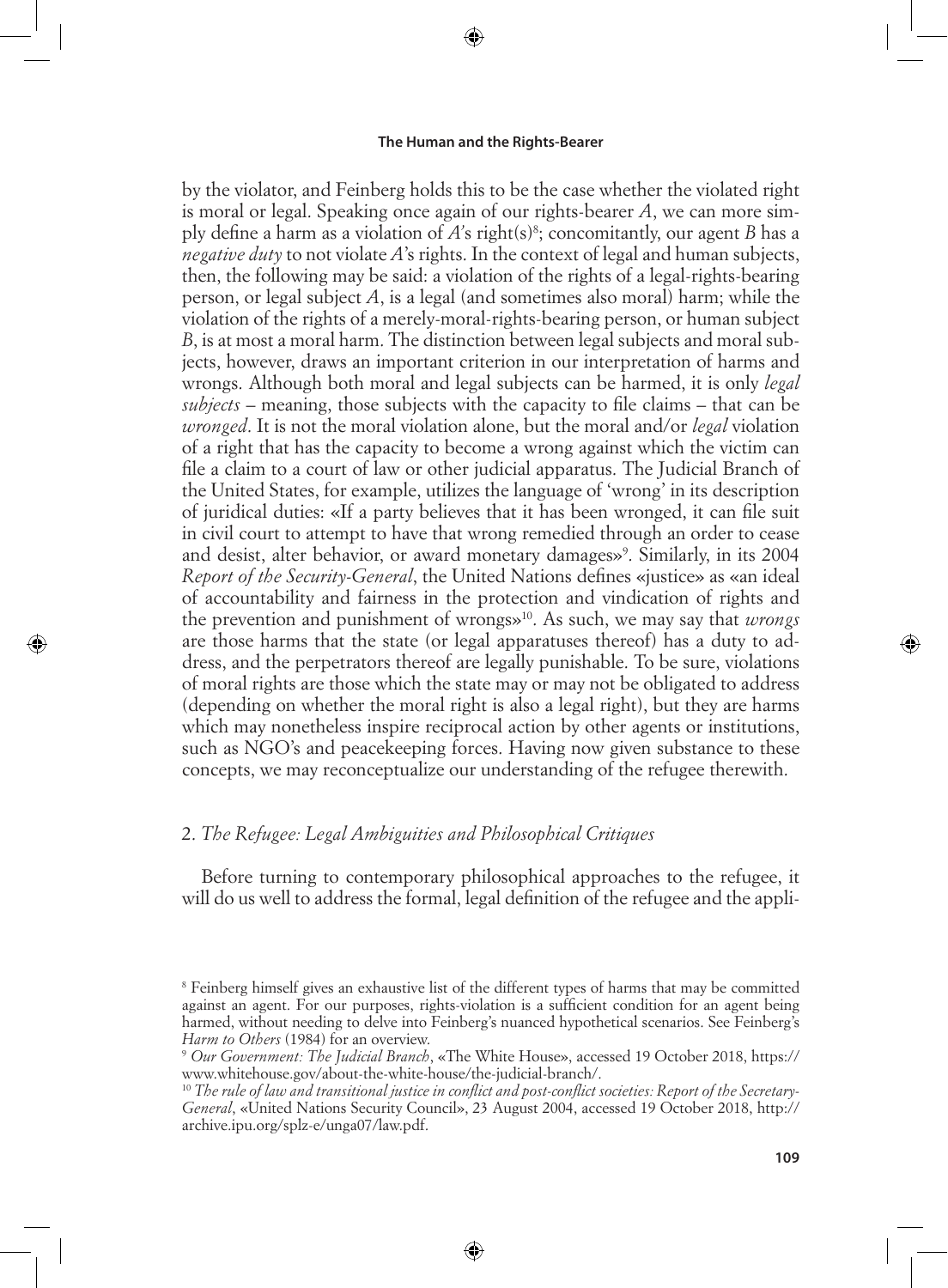by the violator, and Feinberg holds this to be the case whether the violated right is moral or legal. Speaking once again of our rights-bearer *A*, we can more simply define a harm as a violation of *A*'s right(s)[8]; concomitantly, our agent *B* has a *negative duty* to not violate *A*'s rights. In the context of legal and human subjects, then, the following may be said: a violation of the rights of a legal-rights-bearing person, or legal subject *A*, is a legal (and sometimes also moral) harm; while the violation of the rights of a merely-moral-rights-bearing person, or human subject *B*, is at most a moral harm. The distinction between legal subjects and moral subjects, however, draws an important criterion in our interpretation of harms and wrongs. Although both moral and legal subjects can be harmed, it is only *legal subjects* – meaning, those subjects with the capacity to file claims – that can be *wronged*. It is not the moral violation alone, but the moral and/or *legal* violation of a right that has the capacity to become a wrong against which the victim can file a claim to a court of law or other judicial apparatus. The Judicial Branch of the United States, for example, utilizes the language of 'wrong' in its description of juridical duties: «If a party believes that it has been wronged, it can file suit in civil court to attempt to have that wrong remedied through an order to cease and desist, alter behavior, or award monetary damages»[9]. Similarly, in its 2004 *Report of the Security-General*, the United Nations defines «justice» as «an ideal of accountability and fairness in the protection and vindication of rights and the prevention and punishment of wrongs»[10]. As such, we may say that *wrongs* are those harms that the state (or legal apparatuses thereof) has a duty to address, and the perpetrators thereof are legally punishable. To be sure, violations of moral rights are those which the state may or may not be obligated to address (depending on whether the moral right is also a legal right), but they are harms which may nonetheless inspire reciprocal action by other agents or institutions, such as NGO's and peacekeeping forces. Having now given substance to these concepts, we may reconceptualize our understanding of the refugee therewith.

## 2. *The Refugee: Legal Ambiguities and Philosophical Critiques*

Before turning to contemporary philosophical approaches to the refugee, it will do us well to address the formal, legal definition of the refugee and the appli-

---

[8] Feinberg himself gives an exhaustive list of the different types of harms that may be committed against an agent. For our purposes, rights-violation is a sufficient condition for an agent being harmed, without needing to delve into Feinberg's nuanced hypothetical scenarios. See Feinberg's *Harm to Others* (1984) for an overview.

[9] *Our Government: The Judicial Branch*, «The White House», accessed 19 October 2018, https://www.whitehouse.gov/about-the-white-house/the-judicial-branch/.

[10] *The rule of law and transitional justice in conflict and post-conflict societies: Report of the Secretary-General*, «United Nations Security Council», 23 August 2004, accessed 19 October 2018, http://archive.ipu.org/splz-e/unga07/law.pdf.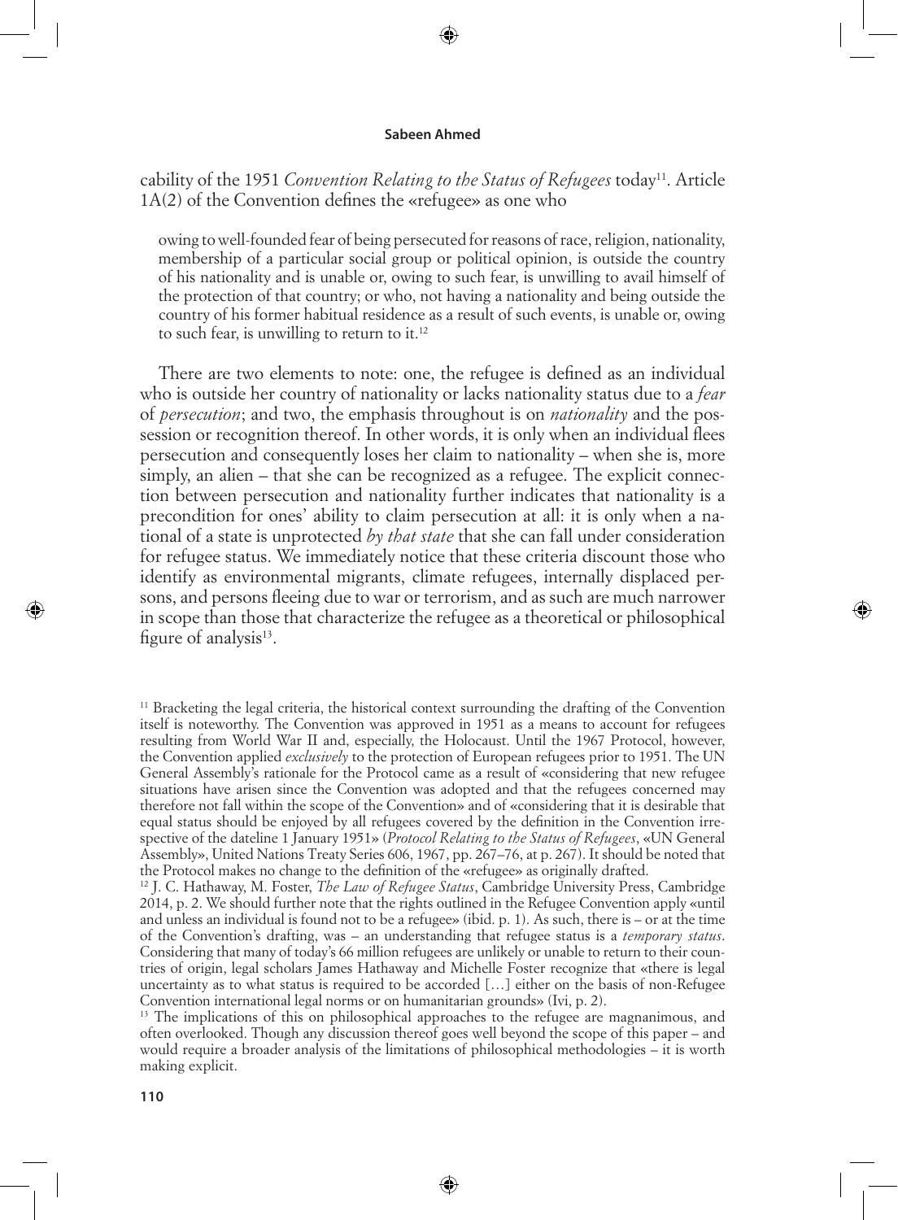cability of the 1951 *Convention Relating to the Status of Refugees* today[11]. Article 1A(2) of the Convention defines the «refugee» as one who

> owing to well-founded fear of being persecuted for reasons of race, religion, nationality, membership of a particular social group or political opinion, is outside the country of his nationality and is unable or, owing to such fear, is unwilling to avail himself of the protection of that country; or who, not having a nationality and being outside the country of his former habitual residence as a result of such events, is unable or, owing to such fear, is unwilling to return to it.[12]

There are two elements to note: one, the refugee is defined as an individual who is outside her country of nationality or lacks nationality status due to a *fear* of *persecution*; and two, the emphasis throughout is on *nationality* and the possession or recognition thereof. In other words, it is only when an individual flees persecution and consequently loses her claim to nationality – when she is, more simply, an alien – that she can be recognized as a refugee. The explicit connection between persecution and nationality further indicates that nationality is a precondition for ones' ability to claim persecution at all: it is only when a national of a state is unprotected *by that state* that she can fall under consideration for refugee status. We immediately notice that these criteria discount those who identify as environmental migrants, climate refugees, internally displaced persons, and persons fleeing due to war or terrorism, and as such are much narrower in scope than those that characterize the refugee as a theoretical or philosophical figure of analysis[13].

---

[11] Bracketing the legal criteria, the historical context surrounding the drafting of the Convention itself is noteworthy. The Convention was approved in 1951 as a means to account for refugees resulting from World War II and, especially, the Holocaust. Until the 1967 Protocol, however, the Convention applied *exclusively* to the protection of European refugees prior to 1951. The UN General Assembly's rationale for the Protocol came as a result of «considering that new refugee situations have arisen since the Convention was adopted and that the refugees concerned may therefore not fall within the scope of the Convention» and of «considering that it is desirable that equal status should be enjoyed by all refugees covered by the definition in the Convention irrespective of the dateline 1 January 1951» (*Protocol Relating to the Status of Refugees*, «UN General Assembly», United Nations Treaty Series 606, 1967, pp. 267–76, at p. 267). It should be noted that the Protocol makes no change to the definition of the «refugee» as originally drafted.

[12] J. C. Hathaway, M. Foster, *The Law of Refugee Status*, Cambridge University Press, Cambridge 2014, p. 2. We should further note that the rights outlined in the Refugee Convention apply «until and unless an individual is found not to be a refugee» (ibid. p. 1). As such, there is – or at the time of the Convention's drafting, was – an understanding that refugee status is a *temporary status*. Considering that many of today's 66 million refugees are unlikely or unable to return to their countries of origin, legal scholars James Hathaway and Michelle Foster recognize that «there is legal uncertainty as to what status is required to be accorded […] either on the basis of non-Refugee Convention international legal norms or on humanitarian grounds» (Ivi, p. 2).

[13] The implications of this on philosophical approaches to the refugee are magnanimous, and often overlooked. Though any discussion thereof goes well beyond the scope of this paper – and would require a broader analysis of the limitations of philosophical methodologies – it is worth making explicit.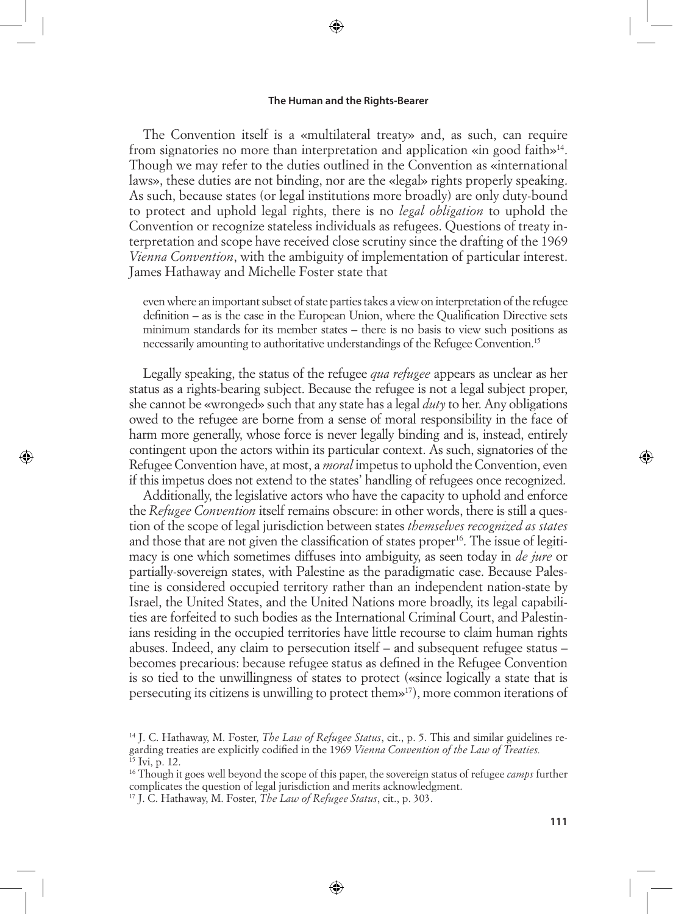The Convention itself is a «multilateral treaty» and, as such, can require from signatories no more than interpretation and application «in good faith»[14]. Though we may refer to the duties outlined in the Convention as «international laws», these duties are not binding, nor are the «legal» rights properly speaking. As such, because states (or legal institutions more broadly) are only duty-bound to protect and uphold legal rights, there is no *legal obligation* to uphold the Convention or recognize stateless individuals as refugees. Questions of treaty interpretation and scope have received close scrutiny since the drafting of the 1969 *Vienna Convention*, with the ambiguity of implementation of particular interest. James Hathaway and Michelle Foster state that

> even where an important subset of state parties takes a view on interpretation of the refugee definition – as is the case in the European Union, where the Qualification Directive sets minimum standards for its member states – there is no basis to view such positions as necessarily amounting to authoritative understandings of the Refugee Convention.[15]

Legally speaking, the status of the refugee *qua refugee* appears as unclear as her status as a rights-bearing subject. Because the refugee is not a legal subject proper, she cannot be «wronged» such that any state has a legal *duty* to her. Any obligations owed to the refugee are borne from a sense of moral responsibility in the face of harm more generally, whose force is never legally binding and is, instead, entirely contingent upon the actors within its particular context. As such, signatories of the Refugee Convention have, at most, a *moral* impetus to uphold the Convention, even if this impetus does not extend to the states' handling of refugees once recognized.

Additionally, the legislative actors who have the capacity to uphold and enforce the *Refugee Convention* itself remains obscure: in other words, there is still a question of the scope of legal jurisdiction between states *themselves recognized as states* and those that are not given the classification of states proper[16]. The issue of legitimacy is one which sometimes diffuses into ambiguity, as seen today in *de jure* or partially-sovereign states, with Palestine as the paradigmatic case. Because Palestine is considered occupied territory rather than an independent nation-state by Israel, the United States, and the United Nations more broadly, its legal capabilities are forfeited to such bodies as the International Criminal Court, and Palestinians residing in the occupied territories have little recourse to claim human rights abuses. Indeed, any claim to persecution itself – and subsequent refugee status – becomes precarious: because refugee status as defined in the Refugee Convention is so tied to the unwillingness of states to protect («since logically a state that is persecuting its citizens is unwilling to protect them»[17]), more common iterations of

[14] J. C. Hathaway, M. Foster, *The Law of Refugee Status*, cit., p. 5. This and similar guidelines regarding treaties are explicitly codified in the 1969 *Vienna Convention of the Law of Treaties.*

[15] Ivi, p. 12.

[16] Though it goes well beyond the scope of this paper, the sovereign status of refugee *camps* further complicates the question of legal jurisdiction and merits acknowledgment.

[17] J. C. Hathaway, M. Foster, *The Law of Refugee Status*, cit., p. 303.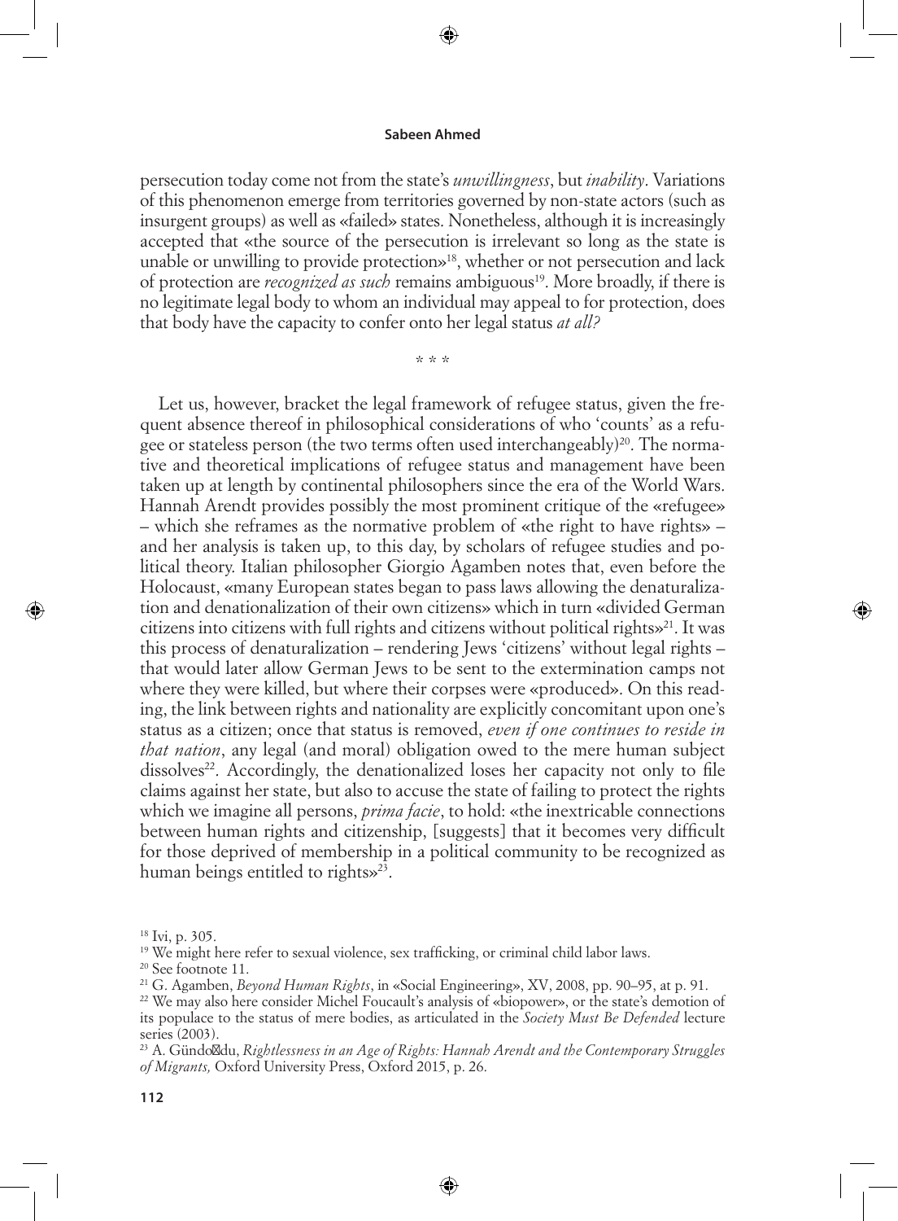persecution today come not from the state's *unwillingness*, but *inability*. Variations of this phenomenon emerge from territories governed by non-state actors (such as insurgent groups) as well as «failed» states. Nonetheless, although it is increasingly accepted that «the source of the persecution is irrelevant so long as the state is unable or unwilling to provide protection»[18], whether or not persecution and lack of protection are *recognized as such* remains ambiguous[19]. More broadly, if there is no legitimate legal body to whom an individual may appeal to for protection, does that body have the capacity to confer onto her legal status *at all?*

\* \* \*

Let us, however, bracket the legal framework of refugee status, given the frequent absence thereof in philosophical considerations of who 'counts' as a refugee or stateless person (the two terms often used interchangeably)[20]. The normative and theoretical implications of refugee status and management have been taken up at length by continental philosophers since the era of the World Wars. Hannah Arendt provides possibly the most prominent critique of the «refugee» – which she reframes as the normative problem of «the right to have rights» – and her analysis is taken up, to this day, by scholars of refugee studies and political theory. Italian philosopher Giorgio Agamben notes that, even before the Holocaust, «many European states began to pass laws allowing the denaturalization and denationalization of their own citizens» which in turn «divided German citizens into citizens with full rights and citizens without political rights»[21]. It was this process of denaturalization – rendering Jews 'citizens' without legal rights – that would later allow German Jews to be sent to the extermination camps not where they were killed, but where their corpses were «produced». On this reading, the link between rights and nationality are explicitly concomitant upon one's status as a citizen; once that status is removed, *even if one continues to reside in that nation*, any legal (and moral) obligation owed to the mere human subject dissolves[22]. Accordingly, the denationalized loses her capacity not only to file claims against her state, but also to accuse the state of failing to protect the rights which we imagine all persons, *prima facie*, to hold: «the inextricable connections between human rights and citizenship, [suggests] that it becomes very difficult for those deprived of membership in a political community to be recognized as human beings entitled to rights»[23].

---

[18] Ivi, p. 305.

[19] We might here refer to sexual violence, sex trafficking, or criminal child labor laws.

[20] See footnote 11.

[21] G. Agamben, *Beyond Human Rights*, in «Social Engineering», XV, 2008, pp. 90–95, at p. 91.

[22] We may also here consider Michel Foucault's analysis of «biopower», or the state's demotion of its populace to the status of mere bodies, as articulated in the *Society Must Be Defended* lecture series (2003).

[23] A. Gündoğdu, *Rightlessness in an Age of Rights: Hannah Arendt and the Contemporary Struggles of Migrants,* Oxford University Press, Oxford 2015, p. 26.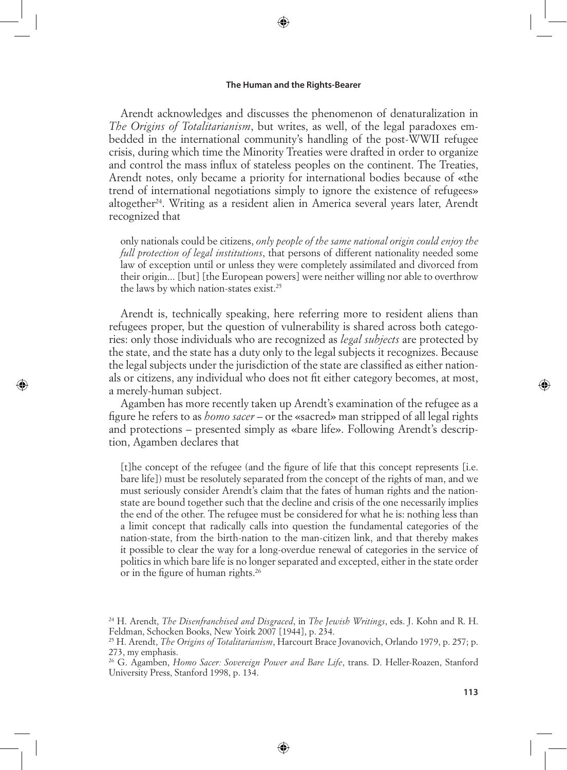Arendt acknowledges and discusses the phenomenon of denaturalization in *The Origins of Totalitarianism*, but writes, as well, of the legal paradoxes embedded in the international community's handling of the post-WWII refugee crisis, during which time the Minority Treaties were drafted in order to organize and control the mass influx of stateless peoples on the continent. The Treaties, Arendt notes, only became a priority for international bodies because of «the trend of international negotiations simply to ignore the existence of refugees» altogether[24]. Writing as a resident alien in America several years later, Arendt recognized that

> only nationals could be citizens, *only people of the same national origin could enjoy the full protection of legal institutions*, that persons of different nationality needed some law of exception until or unless they were completely assimilated and divorced from their origin... [but] [the European powers] were neither willing nor able to overthrow the laws by which nation-states exist.[25]

Arendt is, technically speaking, here referring more to resident aliens than refugees proper, but the question of vulnerability is shared across both categories: only those individuals who are recognized as *legal subjects* are protected by the state, and the state has a duty only to the legal subjects it recognizes. Because the legal subjects under the jurisdiction of the state are classified as either nationals or citizens, any individual who does not fit either category becomes, at most, a merely-human subject.

Agamben has more recently taken up Arendt's examination of the refugee as a figure he refers to as *homo sacer* – or the «sacred» man stripped of all legal rights and protections – presented simply as «bare life». Following Arendt's description, Agamben declares that

> [t]he concept of the refugee (and the figure of life that this concept represents [i.e. bare life]) must be resolutely separated from the concept of the rights of man, and we must seriously consider Arendt's claim that the fates of human rights and the nation-state are bound together such that the decline and crisis of the one necessarily implies the end of the other. The refugee must be considered for what he is: nothing less than a limit concept that radically calls into question the fundamental categories of the nation-state, from the birth-nation to the man-citizen link, and that thereby makes it possible to clear the way for a long-overdue renewal of categories in the service of politics in which bare life is no longer separated and excepted, either in the state order or in the figure of human rights.[26]

---

[24] H. Arendt, *The Disenfranchised and Disgraced*, in *The Jewish Writings*, eds. J. Kohn and R. H. Feldman, Schocken Books, New Yoirk 2007 [1944], p. 234.

[25] H. Arendt, *The Origins of Totalitarianism*, Harcourt Brace Jovanovich, Orlando 1979, p. 257; p. 273, my emphasis.

[26] G. Agamben, *Homo Sacer: Sovereign Power and Bare Life*, trans. D. Heller-Roazen, Stanford University Press, Stanford 1998, p. 134.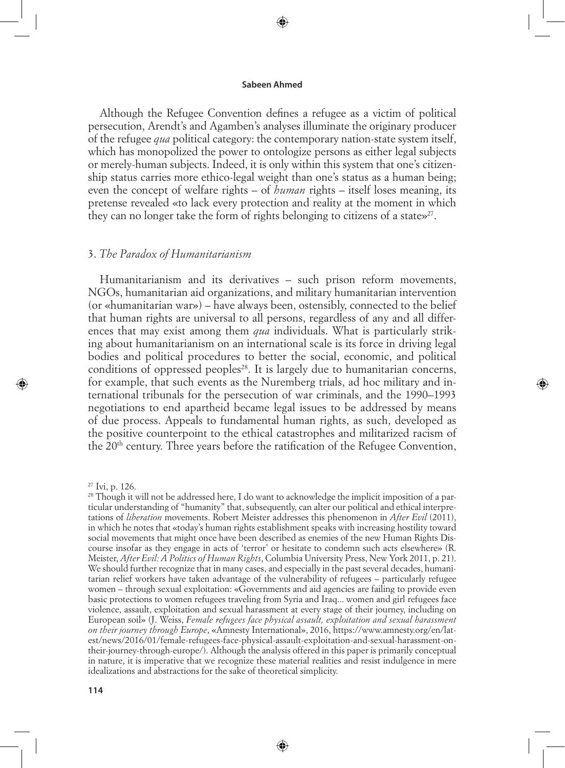Although the Refugee Convention defines a refugee as a victim of political persecution, Arendt's and Agamben's analyses illuminate the originary producer of the refugee *qua* political category: the contemporary nation-state system itself, which has monopolized the power to ontologize persons as either legal subjects or merely-human subjects. Indeed, it is only within this system that one's citizenship status carries more ethico-legal weight than one's status as a human being; even the concept of welfare rights – of *human* rights – itself loses meaning, its pretense revealed «to lack every protection and reality at the moment in which they can no longer take the form of rights belonging to citizens of a state»[27].

## 3. *The Paradox of Humanitarianism*

Humanitarianism and its derivatives – such prison reform movements, NGOs, humanitarian aid organizations, and military humanitarian intervention (or «humanitarian war») – have always been, ostensibly, connected to the belief that human rights are universal to all persons, regardless of any and all differences that may exist among them *qua* individuals. What is particularly striking about humanitarianism on an international scale is its force in driving legal bodies and political procedures to better the social, economic, and political conditions of oppressed peoples[28]. It is largely due to humanitarian concerns, for example, that such events as the Nuremberg trials, ad hoc military and international tribunals for the persecution of war criminals, and the 1990–1993 negotiations to end apartheid became legal issues to be addressed by means of due process. Appeals to fundamental human rights, as such, developed as the positive counterpoint to the ethical catastrophes and militarized racism of the 20th century. Three years before the ratification of the Refugee Convention,

---

[27] Ivi, p. 126.

[28] Though it will not be addressed here, I do want to acknowledge the implicit imposition of a particular understanding of "humanity" that, subsequently, can alter our political and ethical interpretations of *liberation* movements. Robert Meister addresses this phenomenon in *After Evil* (2011), in which he notes that «today's human rights establishment speaks with increasing hostility toward social movements that might once have been described as enemies of the new Human Rights Discourse insofar as they engage in acts of 'terror' or hesitate to condemn such acts elsewhere» (R. Meister, *After Evil: A Politics of Human Rights*, Columbia University Press, New York 2011, p. 21). We should further recognize that in many cases, and especially in the past several decades, humanitarian relief workers have taken advantage of the vulnerability of refugees – particularly refugee women – through sexual exploitation: «Governments and aid agencies are failing to provide even basic protections to women refugees traveling from Syria and Iraq... women and girl refugees face violence, assault, exploitation and sexual harassment at every stage of their journey, including on European soil» (J. Weiss, *Female refugees face physical assault, exploitation and sexual harassment on their journey through Europe*, «Amnesty International», 2016, https://www.amnesty.org/en/latest/news/2016/01/female-refugees-face-physical-assault-exploitation-and-sexual-harassment-on-their-journey-through-europe/). Although the analysis offered in this paper is primarily conceptual in nature, it is imperative that we recognize these material realities and resist indulgence in mere idealizations and abstractions for the sake of theoretical simplicity.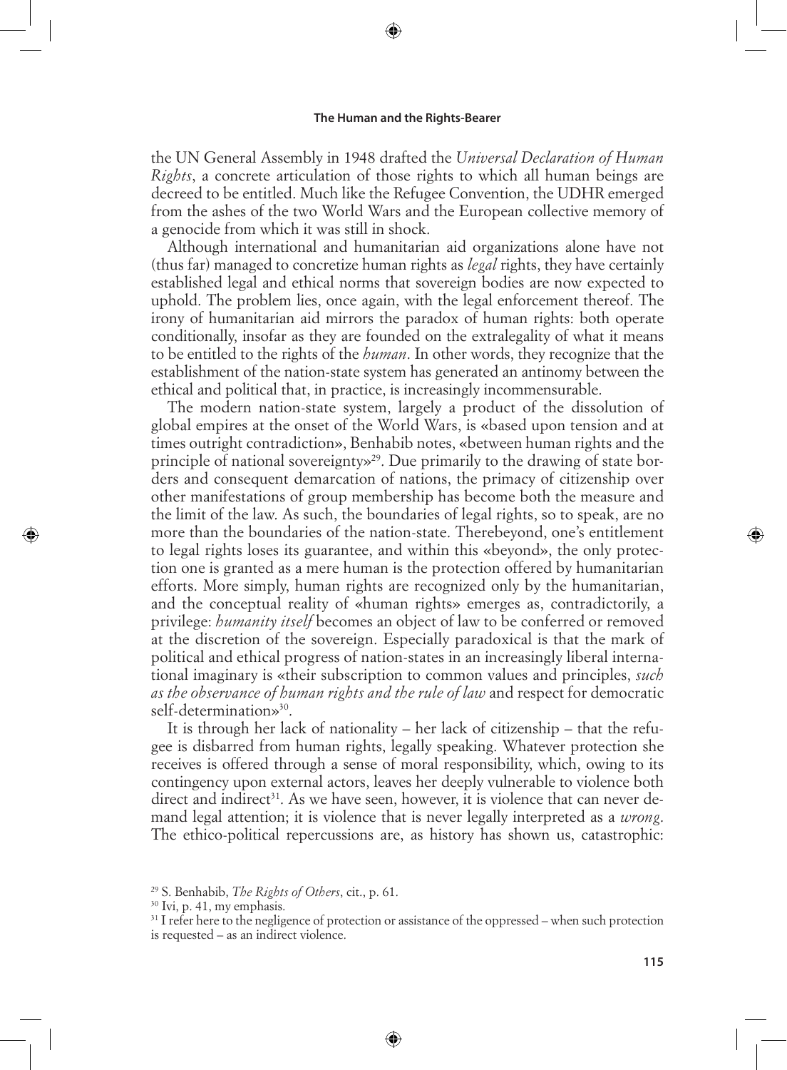the UN General Assembly in 1948 drafted the *Universal Declaration of Human Rights*, a concrete articulation of those rights to which all human beings are decreed to be entitled. Much like the Refugee Convention, the UDHR emerged from the ashes of the two World Wars and the European collective memory of a genocide from which it was still in shock.

Although international and humanitarian aid organizations alone have not (thus far) managed to concretize human rights as *legal* rights, they have certainly established legal and ethical norms that sovereign bodies are now expected to uphold. The problem lies, once again, with the legal enforcement thereof. The irony of humanitarian aid mirrors the paradox of human rights: both operate conditionally, insofar as they are founded on the extralegality of what it means to be entitled to the rights of the *human*. In other words, they recognize that the establishment of the nation-state system has generated an antinomy between the ethical and political that, in practice, is increasingly incommensurable.

The modern nation-state system, largely a product of the dissolution of global empires at the onset of the World Wars, is «based upon tension and at times outright contradiction», Benhabib notes, «between human rights and the principle of national sovereignty»[29]. Due primarily to the drawing of state borders and consequent demarcation of nations, the primacy of citizenship over other manifestations of group membership has become both the measure and the limit of the law. As such, the boundaries of legal rights, so to speak, are no more than the boundaries of the nation-state. Therebeyond, one's entitlement to legal rights loses its guarantee, and within this «beyond», the only protection one is granted as a mere human is the protection offered by humanitarian efforts. More simply, human rights are recognized only by the humanitarian, and the conceptual reality of «human rights» emerges as, contradictorily, a privilege: *humanity itself* becomes an object of law to be conferred or removed at the discretion of the sovereign. Especially paradoxical is that the mark of political and ethical progress of nation-states in an increasingly liberal international imaginary is «their subscription to common values and principles, *such as the observance of human rights and the rule of law* and respect for democratic self-determination»[30].

It is through her lack of nationality – her lack of citizenship – that the refugee is disbarred from human rights, legally speaking. Whatever protection she receives is offered through a sense of moral responsibility, which, owing to its contingency upon external actors, leaves her deeply vulnerable to violence both direct and indirect[31]. As we have seen, however, it is violence that can never demand legal attention; it is violence that is never legally interpreted as a *wrong*. The ethico-political repercussions are, as history has shown us, catastrophic:

[29] S. Benhabib, *The Rights of Others*, cit., p. 61.

[30] Ivi, p. 41, my emphasis.

[31] I refer here to the negligence of protection or assistance of the oppressed – when such protection is requested – as an indirect violence.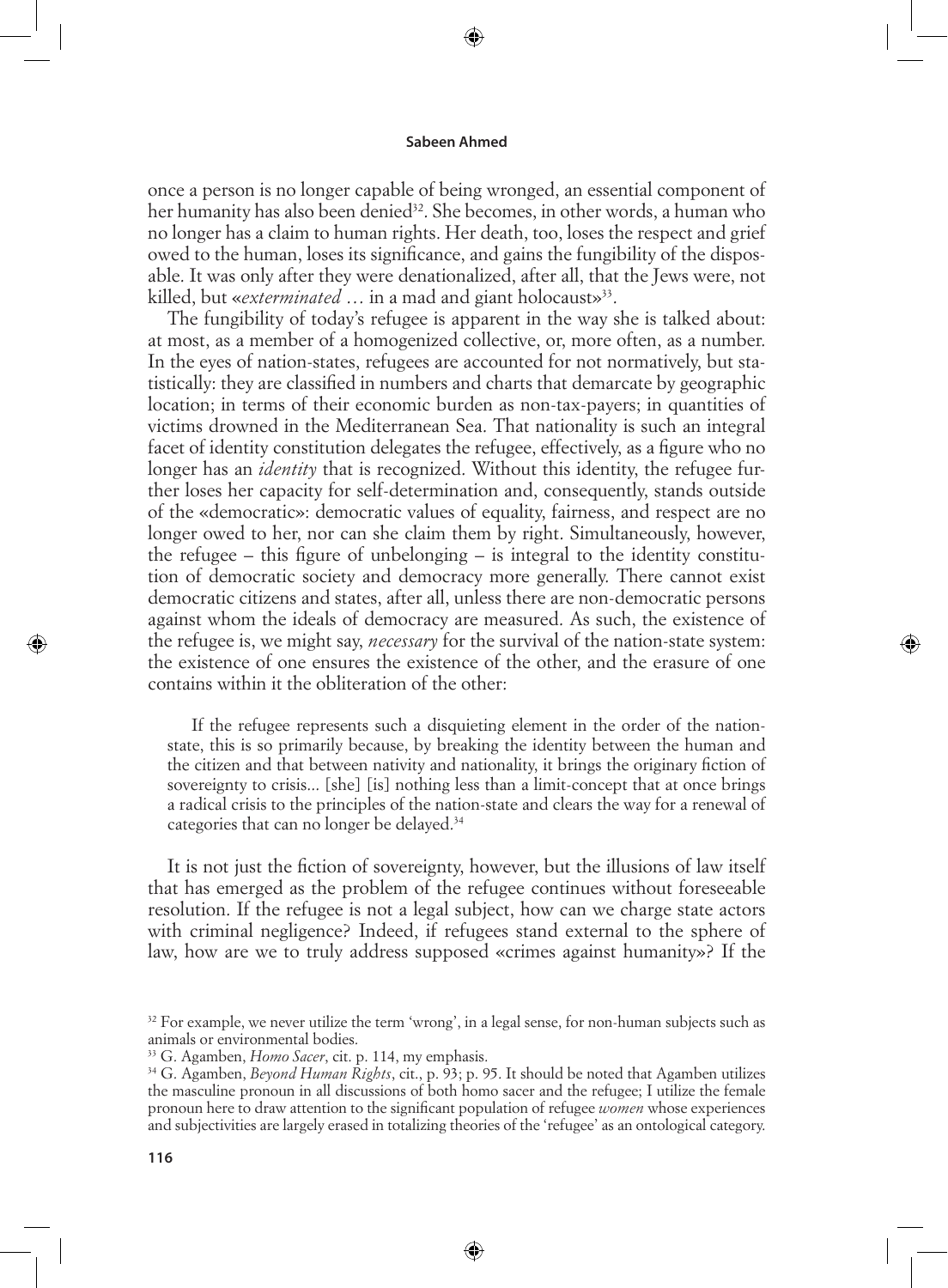once a person is no longer capable of being wronged, an essential component of her humanity has also been denied[32]. She becomes, in other words, a human who no longer has a claim to human rights. Her death, too, loses the respect and grief owed to the human, loses its significance, and gains the fungibility of the disposable. It was only after they were denationalized, after all, that the Jews were, not killed, but «*exterminated* … in a mad and giant holocaust»[33].

The fungibility of today's refugee is apparent in the way she is talked about: at most, as a member of a homogenized collective, or, more often, as a number. In the eyes of nation-states, refugees are accounted for not normatively, but statistically: they are classified in numbers and charts that demarcate by geographic location; in terms of their economic burden as non-tax-payers; in quantities of victims drowned in the Mediterranean Sea. That nationality is such an integral facet of identity constitution delegates the refugee, effectively, as a figure who no longer has an *identity* that is recognized. Without this identity, the refugee further loses her capacity for self-determination and, consequently, stands outside of the «democratic»: democratic values of equality, fairness, and respect are no longer owed to her, nor can she claim them by right. Simultaneously, however, the refugee – this figure of unbelonging – is integral to the identity constitution of democratic society and democracy more generally. There cannot exist democratic citizens and states, after all, unless there are non-democratic persons against whom the ideals of democracy are measured. As such, the existence of the refugee is, we might say, *necessary* for the survival of the nation-state system: the existence of one ensures the existence of the other, and the erasure of one contains within it the obliteration of the other:

> If the refugee represents such a disquieting element in the order of the nation-state, this is so primarily because, by breaking the identity between the human and the citizen and that between nativity and nationality, it brings the originary fiction of sovereignty to crisis... [she] [is] nothing less than a limit-concept that at once brings a radical crisis to the principles of the nation-state and clears the way for a renewal of categories that can no longer be delayed.[34]

It is not just the fiction of sovereignty, however, but the illusions of law itself that has emerged as the problem of the refugee continues without foreseeable resolution. If the refugee is not a legal subject, how can we charge state actors with criminal negligence? Indeed, if refugees stand external to the sphere of law, how are we to truly address supposed «crimes against humanity»? If the

---

[32] For example, we never utilize the term 'wrong', in a legal sense, for non-human subjects such as animals or environmental bodies.

[33] G. Agamben, *Homo Sacer*, cit. p. 114, my emphasis.

[34] G. Agamben, *Beyond Human Rights*, cit., p. 93; p. 95. It should be noted that Agamben utilizes the masculine pronoun in all discussions of both homo sacer and the refugee; I utilize the female pronoun here to draw attention to the significant population of refugee *women* whose experiences and subjectivities are largely erased in totalizing theories of the 'refugee' as an ontological category.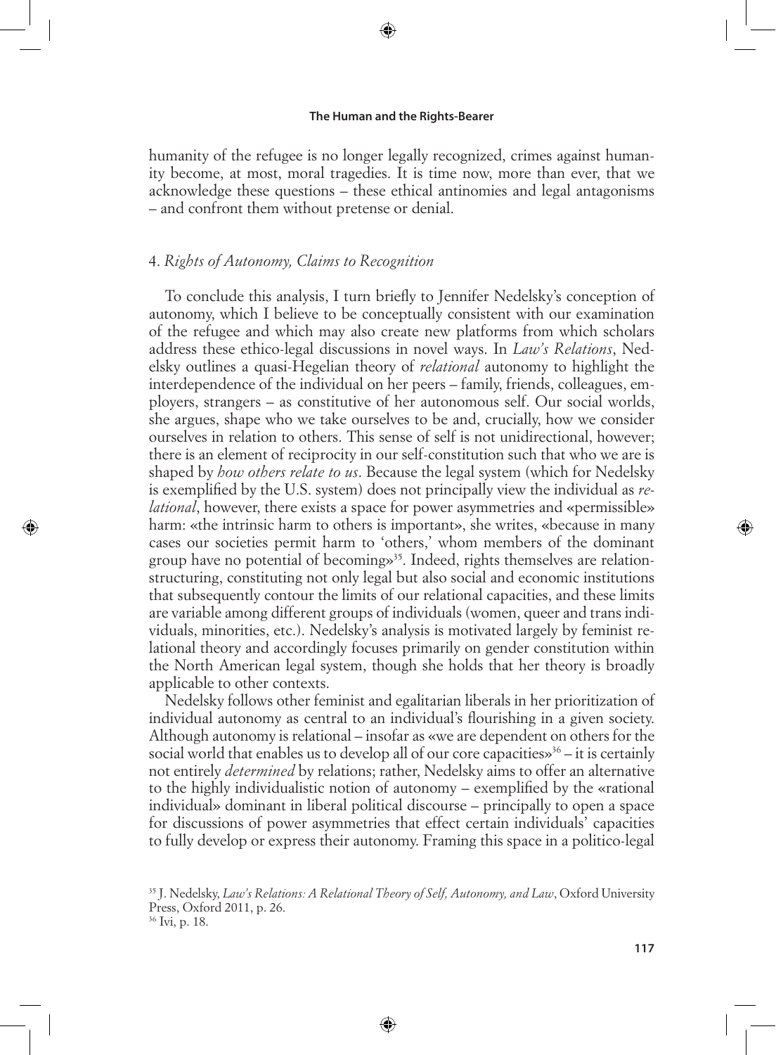humanity of the refugee is no longer legally recognized, crimes against humanity become, at most, moral tragedies. It is time now, more than ever, that we acknowledge these questions – these ethical antinomies and legal antagonisms – and confront them without pretense or denial.

## 4. *Rights of Autonomy, Claims to Recognition*

To conclude this analysis, I turn briefly to Jennifer Nedelsky's conception of autonomy, which I believe to be conceptually consistent with our examination of the refugee and which may also create new platforms from which scholars address these ethico-legal discussions in novel ways. In *Law's Relations*, Nedelsky outlines a quasi-Hegelian theory of *relational* autonomy to highlight the interdependence of the individual on her peers – family, friends, colleagues, employers, strangers – as constitutive of her autonomous self. Our social worlds, she argues, shape who we take ourselves to be and, crucially, how we consider ourselves in relation to others. This sense of self is not unidirectional, however; there is an element of reciprocity in our self-constitution such that who we are is shaped by *how others relate to us*. Because the legal system (which for Nedelsky is exemplified by the U.S. system) does not principally view the individual as *relational*, however, there exists a space for power asymmetries and «permissible» harm: «the intrinsic harm to others is important», she writes, «because in many cases our societies permit harm to 'others,' whom members of the dominant group have no potential of becoming»[35]. Indeed, rights themselves are relation-structuring, constituting not only legal but also social and economic institutions that subsequently contour the limits of our relational capacities, and these limits are variable among different groups of individuals (women, queer and trans individuals, minorities, etc.). Nedelsky's analysis is motivated largely by feminist relational theory and accordingly focuses primarily on gender constitution within the North American legal system, though she holds that her theory is broadly applicable to other contexts.

Nedelsky follows other feminist and egalitarian liberals in her prioritization of individual autonomy as central to an individual's flourishing in a given society. Although autonomy is relational – insofar as «we are dependent on others for the social world that enables us to develop all of our core capacities»[36] – it is certainly not entirely *determined* by relations; rather, Nedelsky aims to offer an alternative to the highly individualistic notion of autonomy – exemplified by the «rational individual» dominant in liberal political discourse – principally to open a space for discussions of power asymmetries that effect certain individuals' capacities to fully develop or express their autonomy. Framing this space in a politico-legal

---

[35] J. Nedelsky, *Law's Relations: A Relational Theory of Self, Autonomy, and Law*, Oxford University Press, Oxford 2011, p. 26.

[36] Ivi, p. 18.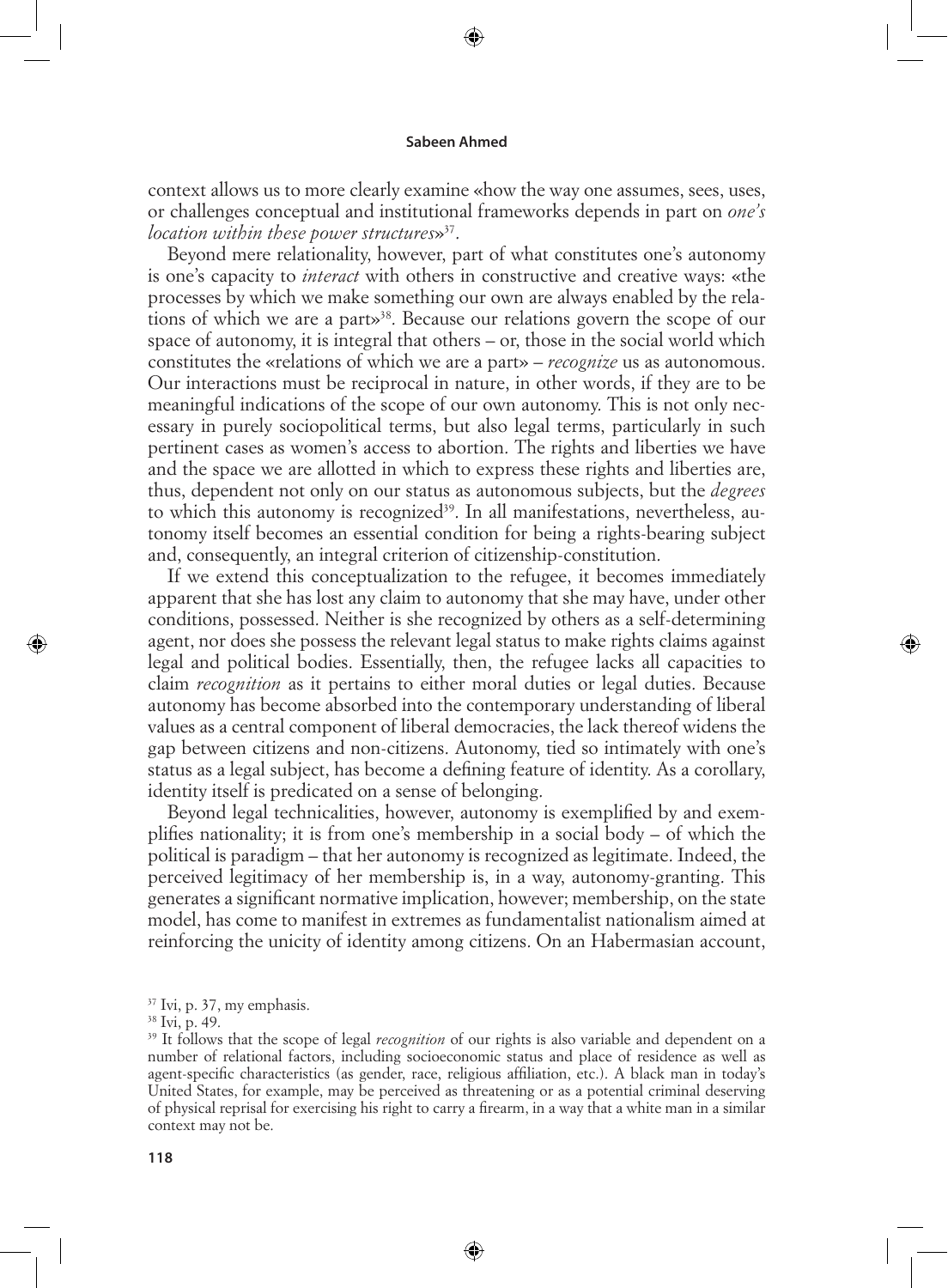context allows us to more clearly examine «how the way one assumes, sees, uses, or challenges conceptual and institutional frameworks depends in part on *one's location within these power structures*»[37].

Beyond mere relationality, however, part of what constitutes one's autonomy is one's capacity to *interact* with others in constructive and creative ways: «the processes by which we make something our own are always enabled by the relations of which we are a part»[38]. Because our relations govern the scope of our space of autonomy, it is integral that others – or, those in the social world which constitutes the «relations of which we are a part» – *recognize* us as autonomous. Our interactions must be reciprocal in nature, in other words, if they are to be meaningful indications of the scope of our own autonomy. This is not only necessary in purely sociopolitical terms, but also legal terms, particularly in such pertinent cases as women's access to abortion. The rights and liberties we have and the space we are allotted in which to express these rights and liberties are, thus, dependent not only on our status as autonomous subjects, but the *degrees* to which this autonomy is recognized[39]. In all manifestations, nevertheless, autonomy itself becomes an essential condition for being a rights-bearing subject and, consequently, an integral criterion of citizenship-constitution.

If we extend this conceptualization to the refugee, it becomes immediately apparent that she has lost any claim to autonomy that she may have, under other conditions, possessed. Neither is she recognized by others as a self-determining agent, nor does she possess the relevant legal status to make rights claims against legal and political bodies. Essentially, then, the refugee lacks all capacities to claim *recognition* as it pertains to either moral duties or legal duties. Because autonomy has become absorbed into the contemporary understanding of liberal values as a central component of liberal democracies, the lack thereof widens the gap between citizens and non-citizens. Autonomy, tied so intimately with one's status as a legal subject, has become a defining feature of identity. As a corollary, identity itself is predicated on a sense of belonging.

Beyond legal technicalities, however, autonomy is exemplified by and exemplifies nationality; it is from one's membership in a social body – of which the political is paradigm – that her autonomy is recognized as legitimate. Indeed, the perceived legitimacy of her membership is, in a way, autonomy-granting. This generates a significant normative implication, however; membership, on the state model, has come to manifest in extremes as fundamentalist nationalism aimed at reinforcing the unicity of identity among citizens. On an Habermasian account,

[37] Ivi, p. 37, my emphasis.

[38] Ivi, p. 49.

[39] It follows that the scope of legal *recognition* of our rights is also variable and dependent on a number of relational factors, including socioeconomic status and place of residence as well as agent-specific characteristics (as gender, race, religious affiliation, etc.). A black man in today's United States, for example, may be perceived as threatening or as a potential criminal deserving of physical reprisal for exercising his right to carry a firearm, in a way that a white man in a similar context may not be.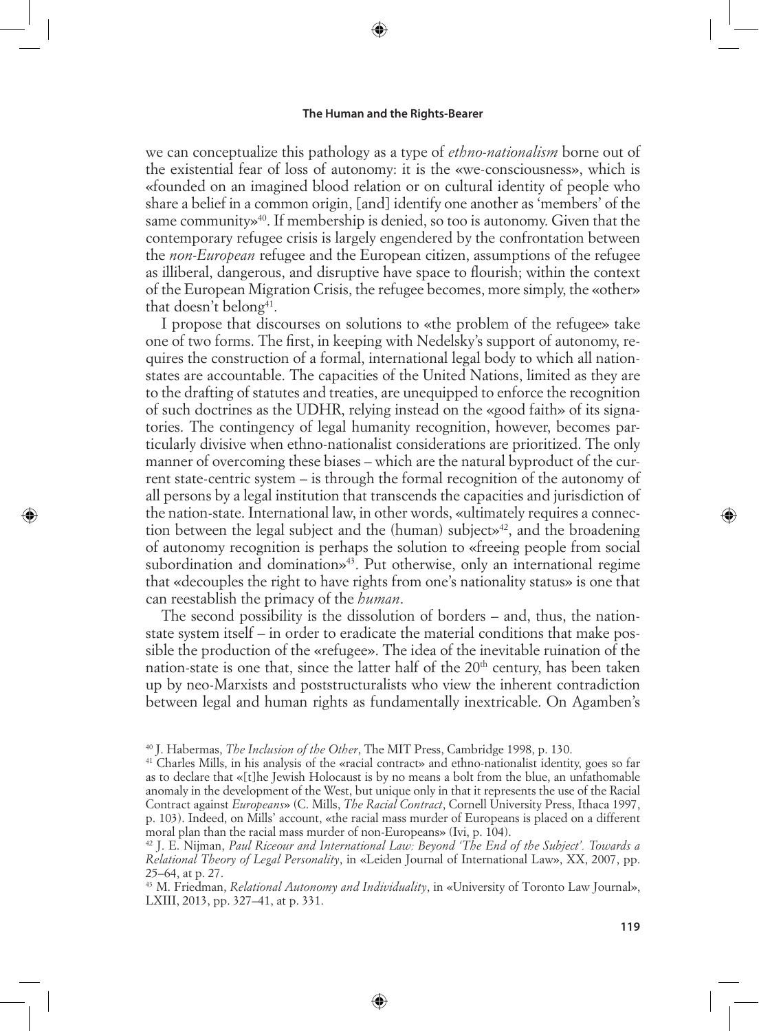we can conceptualize this pathology as a type of *ethno-nationalism* borne out of the existential fear of loss of autonomy: it is the «we-consciousness», which is «founded on an imagined blood relation or on cultural identity of people who share a belief in a common origin, [and] identify one another as 'members' of the same community»[40]. If membership is denied, so too is autonomy. Given that the contemporary refugee crisis is largely engendered by the confrontation between the *non-European* refugee and the European citizen, assumptions of the refugee as illiberal, dangerous, and disruptive have space to flourish; within the context of the European Migration Crisis, the refugee becomes, more simply, the «other» that doesn't belong[41].

I propose that discourses on solutions to «the problem of the refugee» take one of two forms. The first, in keeping with Nedelsky's support of autonomy, requires the construction of a formal, international legal body to which all nation-states are accountable. The capacities of the United Nations, limited as they are to the drafting of statutes and treaties, are unequipped to enforce the recognition of such doctrines as the UDHR, relying instead on the «good faith» of its signatories. The contingency of legal humanity recognition, however, becomes particularly divisive when ethno-nationalist considerations are prioritized. The only manner of overcoming these biases – which are the natural byproduct of the current state-centric system – is through the formal recognition of the autonomy of all persons by a legal institution that transcends the capacities and jurisdiction of the nation-state. International law, in other words, «ultimately requires a connection between the legal subject and the (human) subject»[42], and the broadening of autonomy recognition is perhaps the solution to «freeing people from social subordination and domination»[43]. Put otherwise, only an international regime that «decouples the right to have rights from one's nationality status» is one that can reestablish the primacy of the *human*.

The second possibility is the dissolution of borders – and, thus, the nation-state system itself – in order to eradicate the material conditions that make possible the production of the «refugee». The idea of the inevitable ruination of the nation-state is one that, since the latter half of the 20th century, has been taken up by neo-Marxists and poststructuralists who view the inherent contradiction between legal and human rights as fundamentally inextricable. On Agamben's

[40] J. Habermas, *The Inclusion of the Other*, The MIT Press, Cambridge 1998, p. 130.

[41] Charles Mills, in his analysis of the «racial contract» and ethno-nationalist identity, goes so far as to declare that «[t]he Jewish Holocaust is by no means a bolt from the blue, an unfathomable anomaly in the development of the West, but unique only in that it represents the use of the Racial Contract against *Europeans*» (C. Mills, *The Racial Contract*, Cornell University Press, Ithaca 1997, p. 103). Indeed, on Mills' account, «the racial mass murder of Europeans is placed on a different moral plan than the racial mass murder of non-Europeans» (Ivi, p. 104).

[42] J. E. Nijman, *Paul Riceour and International Law: Beyond 'The End of the Subject'. Towards a Relational Theory of Legal Personality*, in «Leiden Journal of International Law», XX, 2007, pp. 25–64, at p. 27.

[43] M. Friedman, *Relational Autonomy and Individuality*, in «University of Toronto Law Journal», LXIII, 2013, pp. 327–41, at p. 331.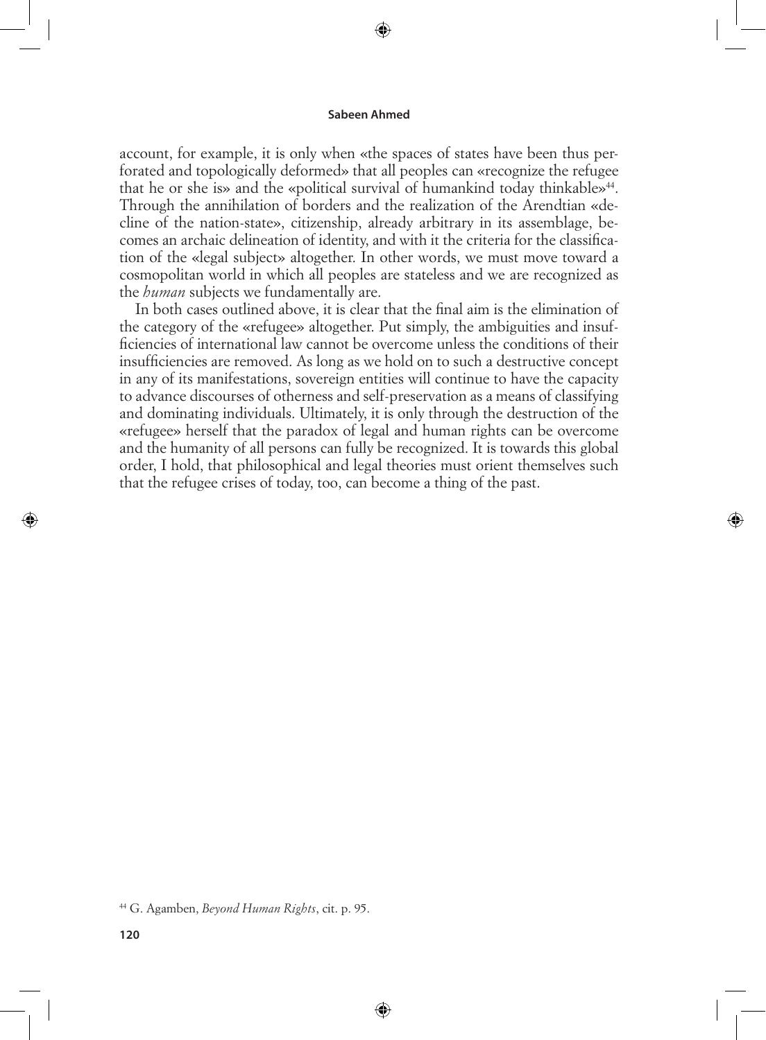account, for example, it is only when «the spaces of states have been thus perforated and topologically deformed» that all peoples can «recognize the refugee that he or she is» and the «political survival of humankind today thinkable»[44]. Through the annihilation of borders and the realization of the Arendtian «decline of the nation-state», citizenship, already arbitrary in its assemblage, becomes an archaic delineation of identity, and with it the criteria for the classification of the «legal subject» altogether. In other words, we must move toward a cosmopolitan world in which all peoples are stateless and we are recognized as the *human* subjects we fundamentally are.

In both cases outlined above, it is clear that the final aim is the elimination of the category of the «refugee» altogether. Put simply, the ambiguities and insufficiencies of international law cannot be overcome unless the conditions of their insufficiencies are removed. As long as we hold on to such a destructive concept in any of its manifestations, sovereign entities will continue to have the capacity to advance discourses of otherness and self-preservation as a means of classifying and dominating individuals. Ultimately, it is only through the destruction of the «refugee» herself that the paradox of legal and human rights can be overcome and the humanity of all persons can fully be recognized. It is towards this global order, I hold, that philosophical and legal theories must orient themselves such that the refugee crises of today, too, can become a thing of the past.

[44] G. Agamben, *Beyond Human Rights*, cit. p. 95.